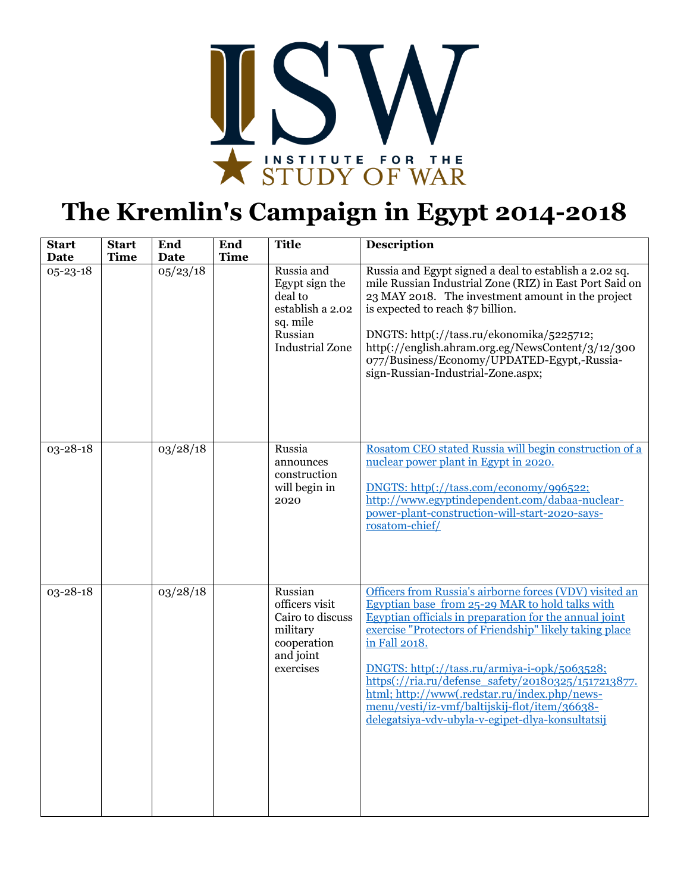INSTITUTE FOR THE STUDY OF WAR

# The Kremlin's Campaign in Egypt 2014-2018

| Start Date | Start Time | End Date | End Time | Title | Description |
|---|---|---|---|---|---|
| 05-23-18 | | 05/23/18 | | Russia and Egypt sign the deal to establish a 2.02 sq. mile Russian Industrial Zone | Russia and Egypt signed a deal to establish a 2.02 sq. mile Russian Industrial Zone (RIZ) in East Port Said on 23 MAY 2018. The investment amount in the project is expected to reach $7 billion.<br><br>DNGTS: http(://tass.ru/ekonomika/5225712; http(://english.ahram.org.eg/NewsContent/3/12/300077/Business/Economy/UPDATED-Egypt,-Russia-sign-Russian-Industrial-Zone.aspx; |
| 03-28-18 | | 03/28/18 | | Russia announces construction will begin in 2020 | Rosatom CEO stated Russia will begin construction of a nuclear power plant in Egypt in 2020.<br><br>DNGTS: http(://tass.com/economy/996522; http://www.egyptindependent.com/dabaa-nuclear-power-plant-construction-will-start-2020-says-rosatom-chief/ |
| 03-28-18 | | 03/28/18 | | Russian officers visit Cairo to discuss military cooperation and joint exercises | Officers from Russia's airborne forces (VDV) visited an Egyptian base from 25-29 MAR to hold talks with Egyptian officials in preparation for the annual joint exercise "Protectors of Friendship" likely taking place in Fall 2018.<br><br>DNGTS: http(://tass.ru/armiya-i-opk/5063528; https(://ria.ru/defense_safety/20180325/1517213877.html; http://www(.redstar.ru/index.php/news-menu/vesti/iz-vmf/baltijskij-flot/item/36638-delegatsiya-vdv-ubyla-v-egipet-dlya-konsultatsij |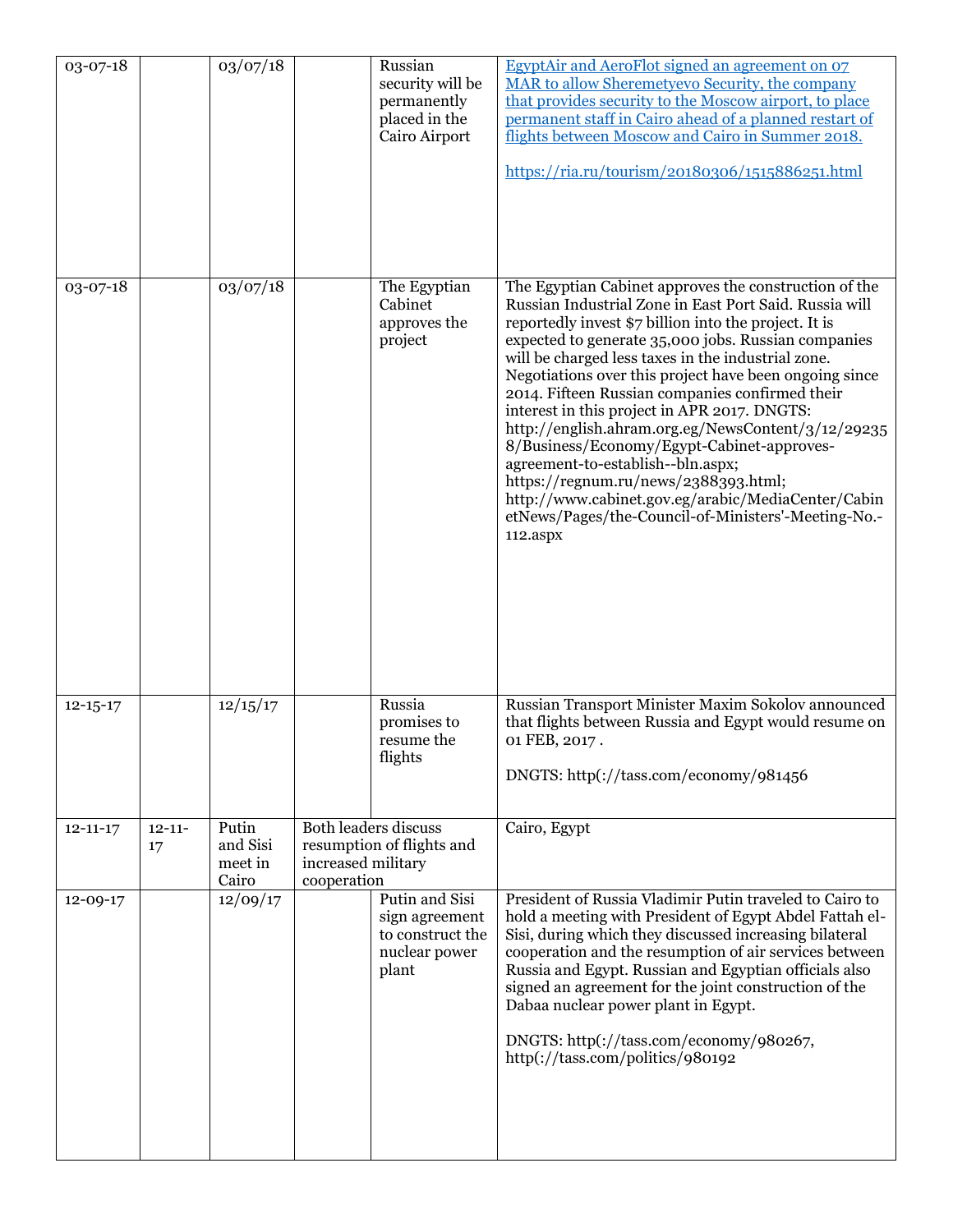| | | | | | |
|---|---|---|---|---|---|
| 03-07-18 | | 03/07/18 | | Russian security will be permanently placed in the Cairo Airport | EgyptAir and AeroFlot signed an agreement on 07 MAR to allow Sheremetyevo Security, the company that provides security to the Moscow airport, to place permanent staff in Cairo ahead of a planned restart of flights between Moscow and Cairo in Summer 2018.<br><br>https://ria.ru/tourism/20180306/1515886251.html |
| 03-07-18 | | 03/07/18 | | The Egyptian Cabinet approves the project | The Egyptian Cabinet approves the construction of the Russian Industrial Zone in East Port Said. Russia will reportedly invest $7 billion into the project. It is expected to generate 35,000 jobs. Russian companies will be charged less taxes in the industrial zone. Negotiations over this project have been ongoing since 2014. Fifteen Russian companies confirmed their interest in this project in APR 2017. DNGTS: http://english.ahram.org.eg/NewsContent/3/12/292358/Business/Economy/Egypt-Cabinet-approves-agreement-to-establish--bln.aspx; https://regnum.ru/news/2388393.html; http://www.cabinet.gov.eg/arabic/MediaCenter/CabinetNews/Pages/the-Council-of-Ministers'-Meeting-No.-112.aspx |
| 12-15-17 | | 12/15/17 | | Russia promises to resume the flights | Russian Transport Minister Maxim Sokolov announced that flights between Russia and Egypt would resume on 01 FEB, 2017 .<br><br>DNGTS: http(://tass.com/economy/981456 |
| 12-11-17 | 12-11-17 | Putin and Sisi meet in Cairo | Both leaders discuss resumption of flights and increased military cooperation | | Cairo, Egypt |
| 12-09-17 | | 12/09/17 | | Putin and Sisi sign agreement to construct the nuclear power plant | President of Russia Vladimir Putin traveled to Cairo to hold a meeting with President of Egypt Abdel Fattah el-Sisi, during which they discussed increasing bilateral cooperation and the resumption of air services between Russia and Egypt. Russian and Egyptian officials also signed an agreement for the joint construction of the Dabaa nuclear power plant in Egypt.<br><br>DNGTS: http(://tass.com/economy/980267, http(://tass.com/politics/980192 |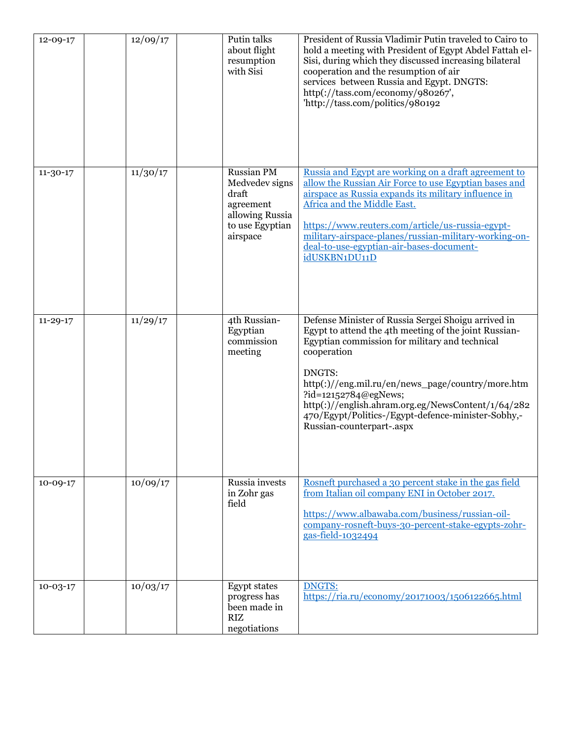| | | | | | |
|---|---|---|---|---|---|
| 12-09-17 | | 12/09/17 | | Putin talks about flight resumption with Sisi | President of Russia Vladimir Putin traveled to Cairo to hold a meeting with President of Egypt Abdel Fattah el-Sisi, during which they discussed increasing bilateral cooperation and the resumption of air services between Russia and Egypt. DNGTS: http(://tass.com/economy/980267', 'http://tass.com/politics/980192 |
| 11-30-17 | | 11/30/17 | | Russian PM Medvedev signs draft agreement allowing Russia to use Egyptian airspace | Russia and Egypt are working on a draft agreement to allow the Russian Air Force to use Egyptian bases and airspace as Russia expands its military influence in Africa and the Middle East.<br><br>https://www.reuters.com/article/us-russia-egypt-military-airspace-planes/russian-military-working-on-deal-to-use-egyptian-air-bases-document-idUSKBN1DU11D |
| 11-29-17 | | 11/29/17 | | 4th Russian-Egyptian commission meeting | Defense Minister of Russia Sergei Shoigu arrived in Egypt to attend the 4th meeting of the joint Russian-Egyptian commission for military and technical cooperation<br><br>DNGTS: http(:)//eng.mil.ru/en/news_page/country/more.htm?id=12152784@egNews; http(:)//english.ahram.org.eg/NewsContent/1/64/282470/Egypt/Politics-/Egypt-defence-minister-Sobhy,-Russian-counterpart-.aspx |
| 10-09-17 | | 10/09/17 | | Russia invests in Zohr gas field | Rosneft purchased a 30 percent stake in the gas field from Italian oil company ENI in October 2017.<br><br>https://www.albawaba.com/business/russian-oil-company-rosneft-buys-30-percent-stake-egypts-zohr-gas-field-1032494 |
| 10-03-17 | | 10/03/17 | | Egypt states progress has been made in RIZ negotiations | DNGTS: https://ria.ru/economy/20171003/1506122665.html |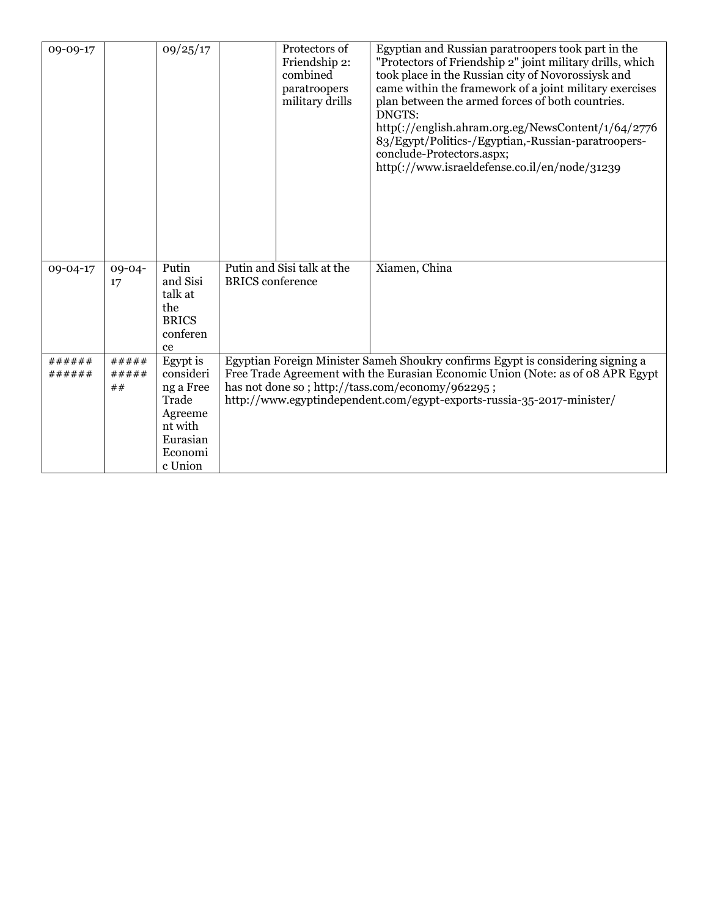| | | | | | |
|---|---|---|---|---|---|
| 09-09-17 | | 09/25/17 | | Protectors of Friendship 2: combined paratroopers military drills | Egyptian and Russian paratroopers took part in the "Protectors of Friendship 2" joint military drills, which took place in the Russian city of Novorossiysk and came within the framework of a joint military exercises plan between the armed forces of both countries. DNGTS: http(://english.ahram.org.eg/NewsContent/1/64/277683/Egypt/Politics-/Egyptian,-Russian-paratroopers-conclude-Protectors.aspx; http(://www.israeldefense.co.il/en/node/31239 |
| 09-04-17 | 09-04-17 | Putin and Sisi talk at the BRICS conference | Putin and Sisi talk at the BRICS conference | | Xiamen, China |
| ############ | ############ | Egypt is considering a Free Trade Agreement with Eurasian Economic Union | Egyptian Foreign Minister Sameh Shoukry confirms Egypt is considering signing a Free Trade Agreement with the Eurasian Economic Union (Note: as of 08 APR Egypt has not done so ; http://tass.com/economy/962295 ; http://www.egyptindependent.com/egypt-exports-russia-35-2017-minister/ | | |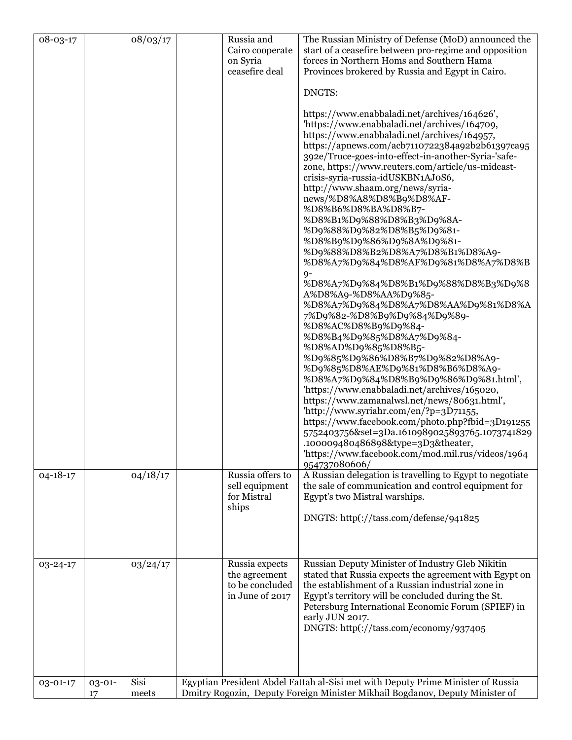| | | | | | |
|---|---|---|---|---|---|
| 08-03-17 | | 08/03/17 | | Russia and Cairo cooperate on Syria ceasefire deal | The Russian Ministry of Defense (MoD) announced the start of a ceasefire between pro-regime and opposition forces in Northern Homs and Southern Hama Provinces brokered by Russia and Egypt in Cairo.<br><br>DNGTS:<br><br>https://www.enabbaladi.net/archives/164626', 'https://www.enabbaladi.net/archives/164709, https://www.enabbaladi.net/archives/164957, https://apnews.com/acb7110722384a92b2b61397ca95392e/Truce-goes-into-effect-in-another-Syria-'safe-zone, https://www.reuters.com/article/us-mideast-crisis-syria-russia-idUSKBN1AJ0S6, http://www.shaam.org/news/syria-news/%D8%A8%D8%B9%D8%AF-%D8%B6%D8%BA%D8%B7-%D8%B1%D9%88%D8%B3%D9%8A-%D9%88%D9%82%D8%B5%D9%81-%D8%B9%D9%86%D9%8A%D9%81-%D9%88%D8%B2%D8%A7%D8%B1%D8%A9-%D8%A7%D9%84%D8%AF%D9%81%D8%A7%D8%B9-%D8%A7%D9%84%D8%B1%D9%88%D8%B3%D9%8A%D8%A9-%D8%AA%D9%85-%D8%A7%D9%84%D8%A7%D8%AA%D9%81%D8%A7%D9%82-%D8%B9%D9%84%D9%89-%D8%AC%D8%B9%D9%84-%D8%B4%D9%85%D8%A7%D9%84-%D8%AD%D9%85%D8%B5-%D9%85%D9%86%D8%B7%D9%82%D8%A9-%D9%85%D8%AE%D9%81%D8%B6%D8%A9-%D8%A7%D9%84%D8%B9%D9%86%D9%81.html', 'https://www.enabbaladi.net/archives/165020, https://www.zamanalwsl.net/news/80631.html', 'http://www.syriahr.com/en/?p=3D71155, https://www.facebook.com/photo.php?fbid=3D1912555752403756&set=3Da.1610989025893765.1073741829.100009480486898&type=3D3&theater, 'https://www.facebook.com/mod.mil.rus/videos/1964954737080606/ |
| 04-18-17 | | 04/18/17 | | Russia offers to sell equipment for Mistral ships | A Russian delegation is travelling to Egypt to negotiate the sale of communication and control equipment for Egypt's two Mistral warships.<br><br>DNGTS: http(://tass.com/defense/941825 |
| 03-24-17 | | 03/24/17 | | Russia expects the agreement to be concluded in June of 2017 | Russian Deputy Minister of Industry Gleb Nikitin stated that Russia expects the agreement with Egypt on the establishment of a Russian industrial zone in Egypt's territory will be concluded during the St. Petersburg International Economic Forum (SPIEF) in early JUN 2017.<br>DNGTS: http(://tass.com/economy/937405 |
| 03-01-17 | 03-01-17 | Sisi meets | Egyptian President Abdel Fattah al-Sisi met with Deputy Prime Minister of Russia Dmitry Rogozin, Deputy Foreign Minister Mikhail Bogdanov, Deputy Minister of | | |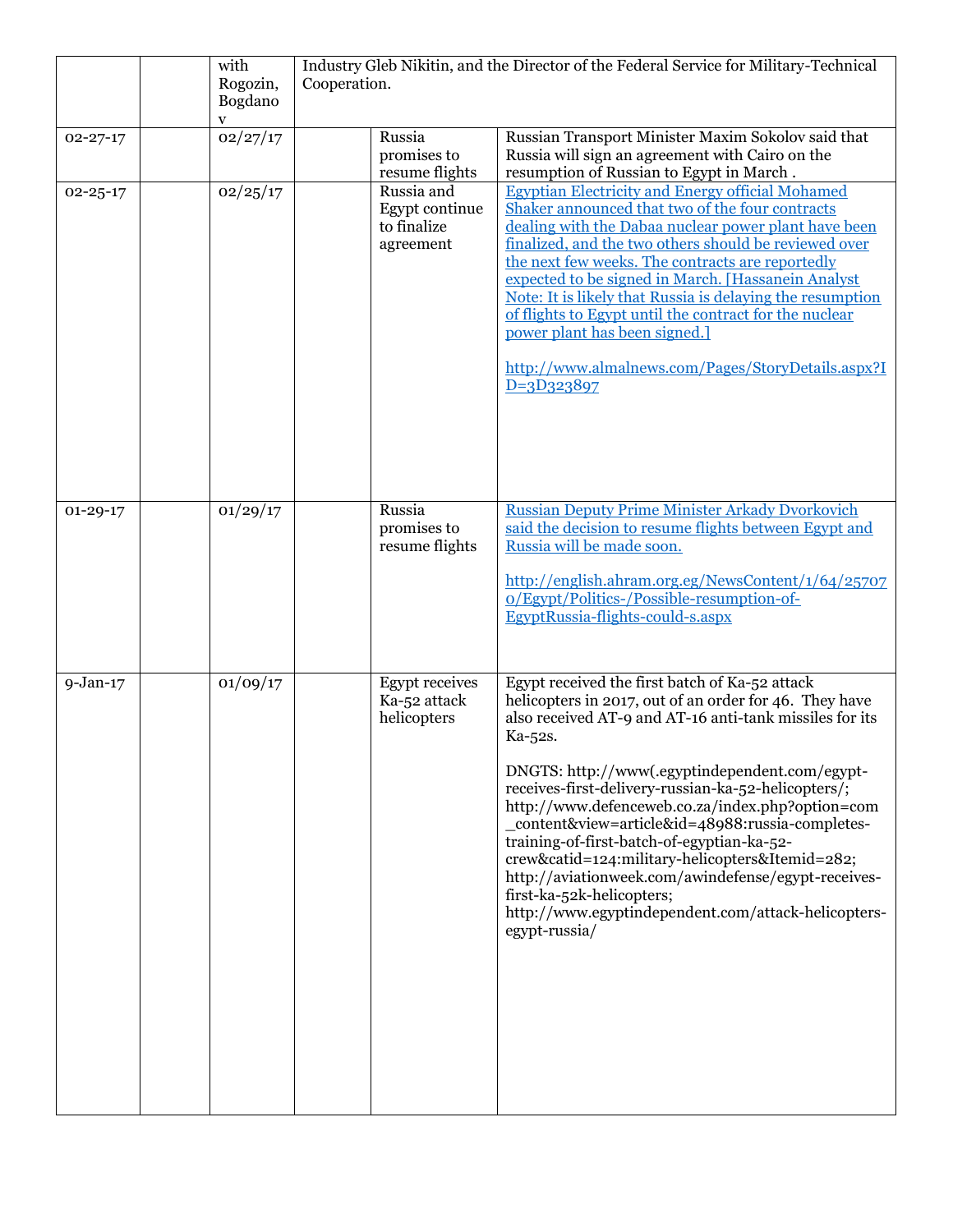|  |  |  |  |  |  |
|---|---|---|---|---|---|
|  |  | with Rogozin, Bogdanov | Industry Gleb Nikitin, and the Director of the Federal Service for Military-Technical Cooperation. |  |  |
| 02-27-17 |  | 02/27/17 |  | Russia promises to resume flights | Russian Transport Minister Maxim Sokolov said that Russia will sign an agreement with Cairo on the resumption of Russian to Egypt in March . |
| 02-25-17 |  | 02/25/17 |  | Russia and Egypt continue to finalize agreement | Egyptian Electricity and Energy official Mohamed Shaker announced that two of the four contracts dealing with the Dabaa nuclear power plant have been finalized, and the two others should be reviewed over the next few weeks. The contracts are reportedly expected to be signed in March. [Hassanein Analyst Note: It is likely that Russia is delaying the resumption of flights to Egypt until the contract for the nuclear power plant has been signed.]<br><br>http://www.almalnews.com/Pages/StoryDetails.aspx?ID=3D323897 |
| 01-29-17 |  | 01/29/17 |  | Russia promises to resume flights | Russian Deputy Prime Minister Arkady Dvorkovich said the decision to resume flights between Egypt and Russia will be made soon.<br><br>http://english.ahram.org.eg/NewsContent/1/64/257070/Egypt/Politics-/Possible-resumption-of-EgyptRussia-flights-could-s.aspx |
| 9-Jan-17 |  | 01/09/17 |  | Egypt receives Ka-52 attack helicopters | Egypt received the first batch of Ka-52 attack helicopters in 2017, out of an order for 46. They have also received AT-9 and AT-16 anti-tank missiles for its Ka-52s.<br><br>DNGTS: http://www(.egyptindependent.com/egypt-receives-first-delivery-russian-ka-52-helicopters/; http://www.defenceweb.co.za/index.php?option=com_content&view=article&id=48988:russia-completes-training-of-first-batch-of-egyptian-ka-52-crew&catid=124:military-helicopters&Itemid=282; http://aviationweek.com/awindefense/egypt-receives-first-ka-52k-helicopters; http://www.egyptindependent.com/attack-helicopters-egypt-russia/ |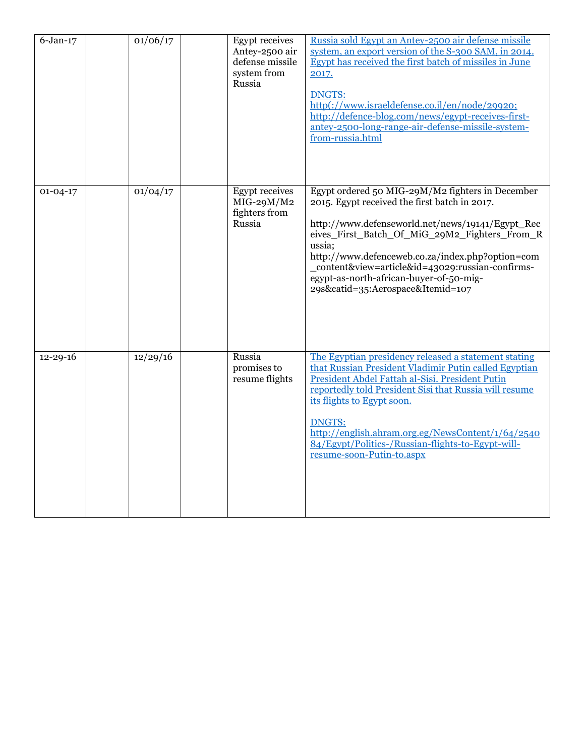| | | | | | |
|---|---|---|---|---|---|
| 6-Jan-17 | | 01/06/17 | | Egypt receives Antey-2500 air defense missile system from Russia | Russia sold Egypt an Antey-2500 air defense missile system, an export version of the S-300 SAM, in 2014. Egypt has received the first batch of missiles in June 2017.<br><br>DNGTS: http(://www.israeldefense.co.il/en/node/29920; http://defence-blog.com/news/egypt-receives-first-antey-2500-long-range-air-defense-missile-system-from-russia.html |
| 01-04-17 | | 01/04/17 | | Egypt receives MIG-29M/M2 fighters from Russia | Egypt ordered 50 MIG-29M/M2 fighters in December 2015. Egypt received the first batch in 2017.<br><br>http://www.defenseworld.net/news/19141/Egypt_Receives_First_Batch_Of_MiG_29M2_Fighters_From_Russia; http://www.defenceweb.co.za/index.php?option=com_content&view=article&id=43029:russian-confirms-egypt-as-north-african-buyer-of-50-mig-29s&catid=35:Aerospace&Itemid=107 |
| 12-29-16 | | 12/29/16 | | Russia promises to resume flights | The Egyptian presidency released a statement stating that Russian President Vladimir Putin called Egyptian President Abdel Fattah al-Sisi. President Putin reportedly told President Sisi that Russia will resume its flights to Egypt soon.<br><br>DNGTS: http://english.ahram.org.eg/NewsContent/1/64/254084/Egypt/Politics-/Russian-flights-to-Egypt-will-resume-soon-Putin-to.aspx |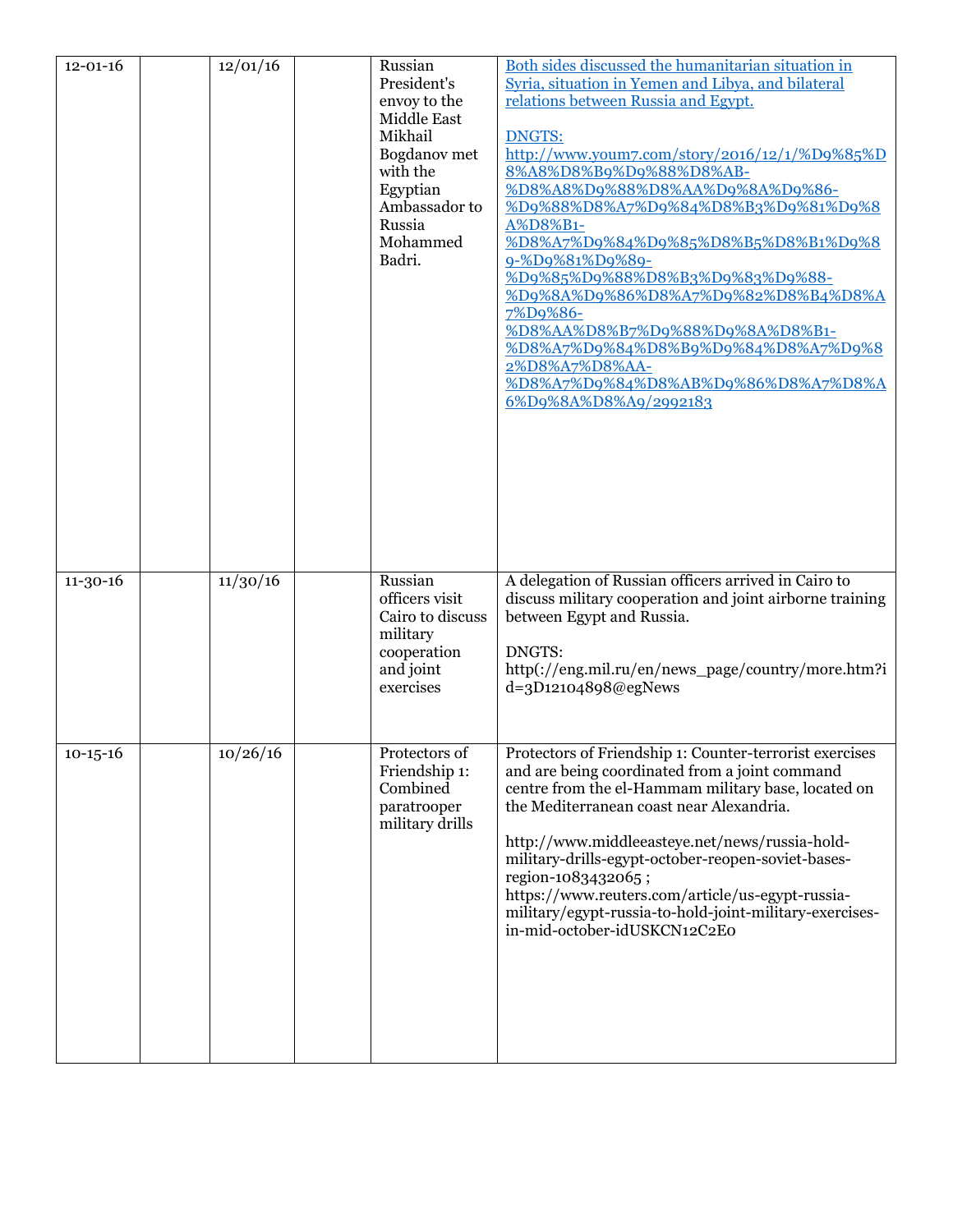| | | | | | |
|---|---|---|---|---|---|
| 12-01-16 | | 12/01/16 | | Russian President's envoy to the Middle East Mikhail Bogdanov met with the Egyptian Ambassador to Russia Mohammed Badri. | Both sides discussed the humanitarian situation in Syria, situation in Yemen and Libya, and bilateral relations between Russia and Egypt.<br><br>DNGTS: http://www.youm7.com/story/2016/12/1/%D9%85%D8%A8%D8%B9%D9%88%D8%AB-%D8%A8%D9%88%D8%AA%D9%8A%D9%86-%D9%88%D8%A7%D9%84%D8%B3%D9%81%D9%8A%D8%B1-%D8%A7%D9%84%D9%85%D8%B5%D8%B1%D9%89-%D9%81%D9%89-%D9%85%D9%88%D8%B3%D9%83%D9%88-%D9%8A%D9%86%D8%A7%D9%82%D8%B4%D8%A7%D9%86-%D8%AA%D8%B7%D9%88%D9%8A%D8%B1-%D8%A7%D9%84%D8%B9%D9%84%D8%A7%D9%82%D8%A7%D8%AA-%D8%A7%D9%84%D8%AB%D9%86%D8%A7%D8%A6%D9%8A%D8%A9/2992183 |
| 11-30-16 | | 11/30/16 | | Russian officers visit Cairo to discuss military cooperation and joint exercises | A delegation of Russian officers arrived in Cairo to discuss military cooperation and joint airborne training between Egypt and Russia.<br><br>DNGTS: http(://eng.mil.ru/en/news_page/country/more.htm?id=3D12104898@egNews |
| 10-15-16 | | 10/26/16 | | Protectors of Friendship 1: Combined paratrooper military drills | Protectors of Friendship 1: Counter-terrorist exercises and are being coordinated from a joint command centre from the el-Hammam military base, located on the Mediterranean coast near Alexandria.<br><br>http://www.middleeasteye.net/news/russia-hold-military-drills-egypt-october-reopen-soviet-bases-region-1083432065 ; https://www.reuters.com/article/us-egypt-russia-military/egypt-russia-to-hold-joint-military-exercises-in-mid-october-idUSKCN12C2E0 |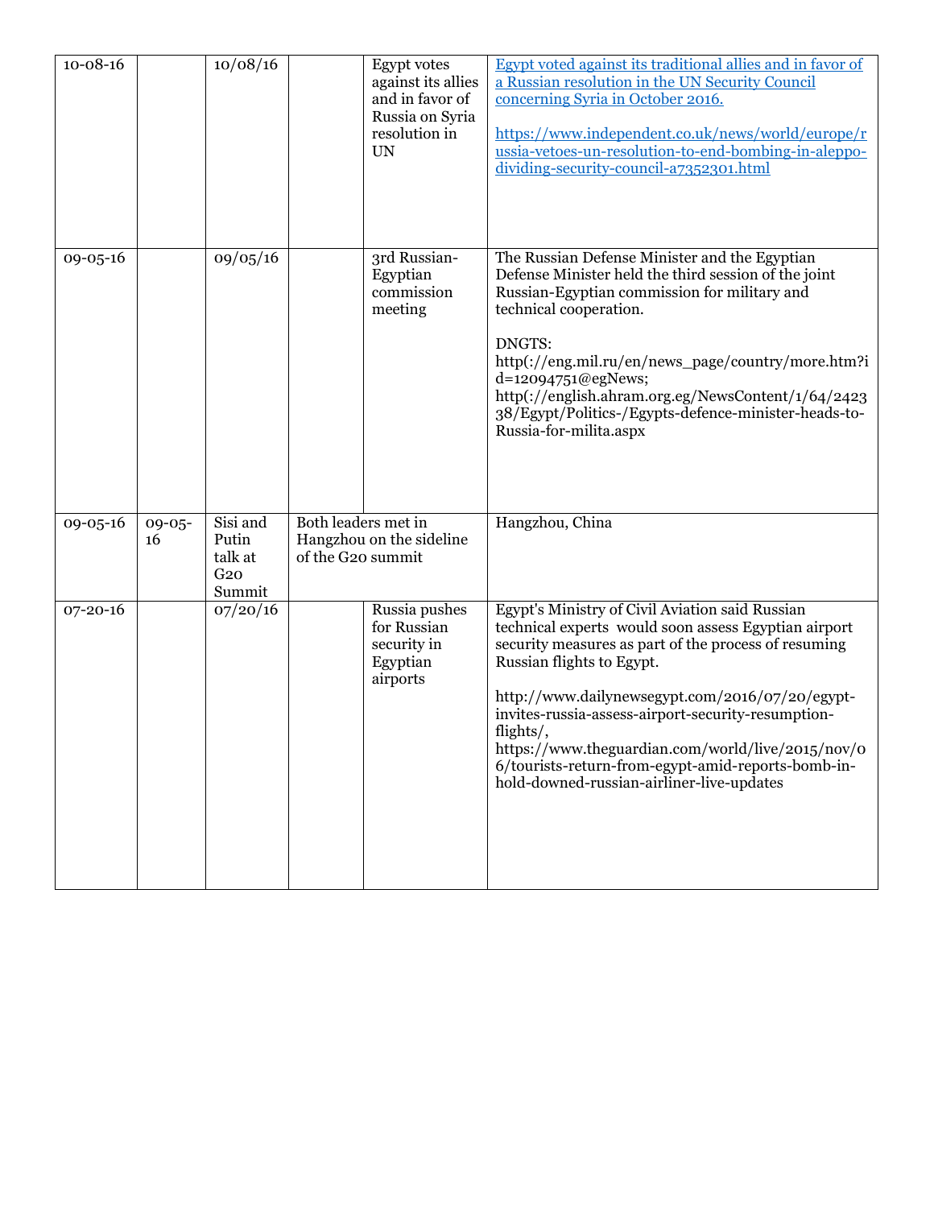| | | | | | |
|---|---|---|---|---|---|
| 10-08-16 | | 10/08/16 | | Egypt votes against its allies and in favor of Russia on Syria resolution in UN | Egypt voted against its traditional allies and in favor of a Russian resolution in the UN Security Council concerning Syria in October 2016.<br><br>https://www.independent.co.uk/news/world/europe/russia-vetoes-un-resolution-to-end-bombing-in-aleppo-dividing-security-council-a7352301.html |
| 09-05-16 | | 09/05/16 | | 3rd Russian-Egyptian commission meeting | The Russian Defense Minister and the Egyptian Defense Minister held the third session of the joint Russian-Egyptian commission for military and technical cooperation.<br><br>DNGTS: http(://eng.mil.ru/en/news_page/country/more.htm?id=12094751@egNews; http(://english.ahram.org.eg/NewsContent/1/64/242338/Egypt/Politics-/Egypts-defence-minister-heads-to-Russia-for-milita.aspx |
| 09-05-16 | 09-05-16 | Sisi and Putin talk at G20 Summit | Both leaders met in Hangzhou on the sideline of the G20 summit | | Hangzhou, China |
| 07-20-16 | | 07/20/16 | | Russia pushes for Russian security in Egyptian airports | Egypt's Ministry of Civil Aviation said Russian technical experts would soon assess Egyptian airport security measures as part of the process of resuming Russian flights to Egypt.<br><br>http://www.dailynewsegypt.com/2016/07/20/egypt-invites-russia-assess-airport-security-resumption-flights/, https://www.theguardian.com/world/live/2015/nov/06/tourists-return-from-egypt-amid-reports-bomb-in-hold-downed-russian-airliner-live-updates |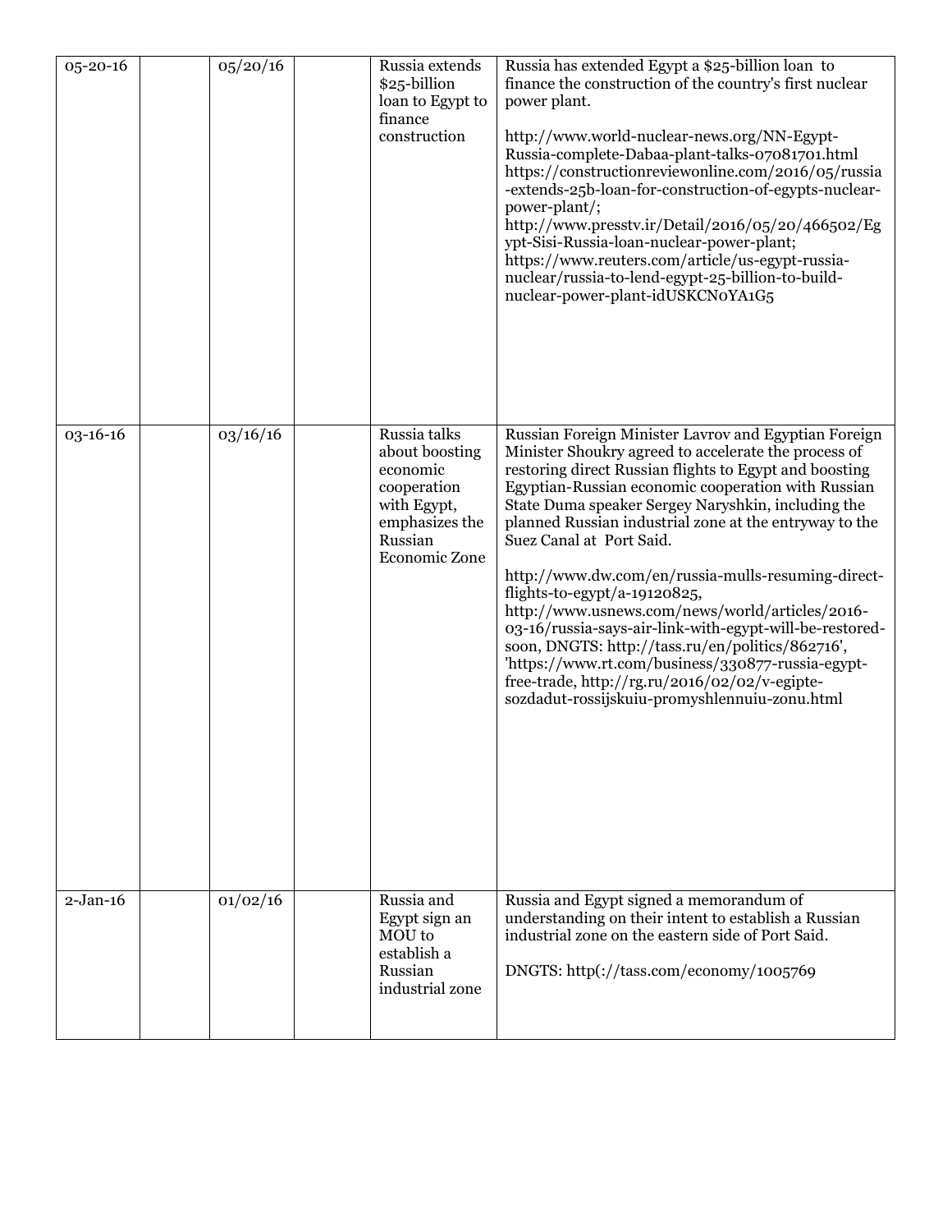| 05-20-16 | | 05/20/16 | | Russia extends $25-billion loan to Egypt to finance construction | Russia has extended Egypt a $25-billion loan to finance the construction of the country's first nuclear power plant.<br><br>http://www.world-nuclear-news.org/NN-Egypt-Russia-complete-Dabaa-plant-talks-07081701.html https://constructionreviewonline.com/2016/05/russia-extends-25b-loan-for-construction-of-egypts-nuclear-power-plant/; http://www.presstv.ir/Detail/2016/05/20/466502/Egypt-Sisi-Russia-loan-nuclear-power-plant; https://www.reuters.com/article/us-egypt-russia-nuclear/russia-to-lend-egypt-25-billion-to-build-nuclear-power-plant-idUSKCN0YA1G5 |
|---|---|---|---|---|---|
| 03-16-16 | | 03/16/16 | | Russia talks about boosting economic cooperation with Egypt, emphasizes the Russian Economic Zone | Russian Foreign Minister Lavrov and Egyptian Foreign Minister Shoukry agreed to accelerate the process of restoring direct Russian flights to Egypt and boosting Egyptian-Russian economic cooperation with Russian State Duma speaker Sergey Naryshkin, including the planned Russian industrial zone at the entryway to the Suez Canal at Port Said.<br><br>http://www.dw.com/en/russia-mulls-resuming-direct-flights-to-egypt/a-19120825, http://www.usnews.com/news/world/articles/2016-03-16/russia-says-air-link-with-egypt-will-be-restored-soon, DNGTS: http://tass.ru/en/politics/862716', 'https://www.rt.com/business/330877-russia-egypt-free-trade, http://rg.ru/2016/02/02/v-egipte-sozdadut-rossijskuiu-promyshlennuiu-zonu.html |
| 2-Jan-16 | | 01/02/16 | | Russia and Egypt sign an MOU to establish a Russian industrial zone | Russia and Egypt signed a memorandum of understanding on their intent to establish a Russian industrial zone on the eastern side of Port Said.<br><br>DNGTS: http(://tass.com/economy/1005769 |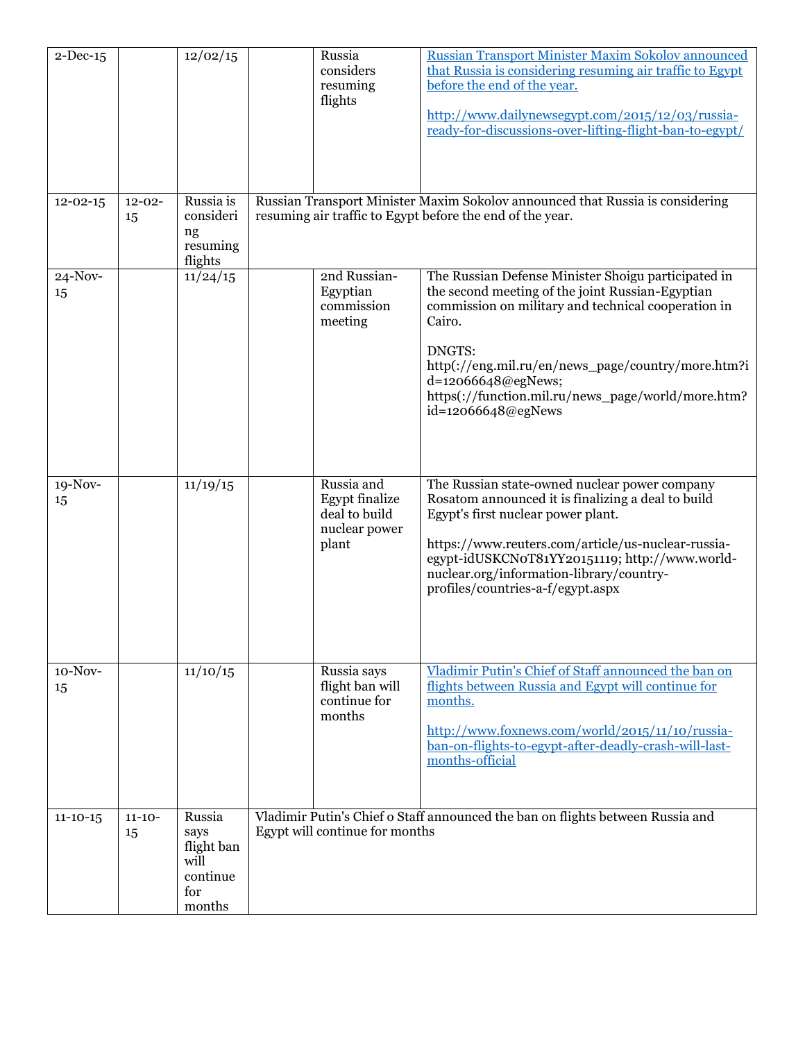| | | | | | |
|---|---|---|---|---|---|
| 2-Dec-15 | | 12/02/15 | | Russia considers resuming flights | [Russian Transport Minister Maxim Sokolov announced that Russia is considering resuming air traffic to Egypt before the end of the year.](http://www.dailynewsegypt.com/2015/12/03/russia-ready-for-discussions-over-lifting-flight-ban-to-egypt/)<br><br>http://www.dailynewsegypt.com/2015/12/03/russia-ready-for-discussions-over-lifting-flight-ban-to-egypt/ |
| 12-02-15 | 12-02-15 | Russia is considering resuming flights | Russian Transport Minister Maxim Sokolov announced that Russia is considering resuming air traffic to Egypt before the end of the year. | | |
| 24-Nov-15 | | 11/24/15 | | 2nd Russian-Egyptian commission meeting | The Russian Defense Minister Shoigu participated in the second meeting of the joint Russian-Egyptian commission on military and technical cooperation in Cairo.<br><br>DNGTS: http(://eng.mil.ru/en/news_page/country/more.htm?id=12066648@egNews; https(://function.mil.ru/news_page/world/more.htm?id=12066648@egNews |
| 19-Nov-15 | | 11/19/15 | | Russia and Egypt finalize deal to build nuclear power plant | The Russian state-owned nuclear power company Rosatom announced it is finalizing a deal to build Egypt's first nuclear power plant.<br><br>https://www.reuters.com/article/us-nuclear-russia-egypt-idUSKCN0T81YY20151119; http://www.world-nuclear.org/information-library/country-profiles/countries-a-f/egypt.aspx |
| 10-Nov-15 | | 11/10/15 | | Russia says flight ban will continue for months | [Vladimir Putin's Chief of Staff announced the ban on flights between Russia and Egypt will continue for months.](http://www.foxnews.com/world/2015/11/10/russia-ban-on-flights-to-egypt-after-deadly-crash-will-last-months-official)<br><br>http://www.foxnews.com/world/2015/11/10/russia-ban-on-flights-to-egypt-after-deadly-crash-will-last-months-official |
| 11-10-15 | 11-10-15 | Russia says flight ban will continue for months | Vladimir Putin's Chief o Staff announced the ban on flights between Russia and Egypt will continue for months | | |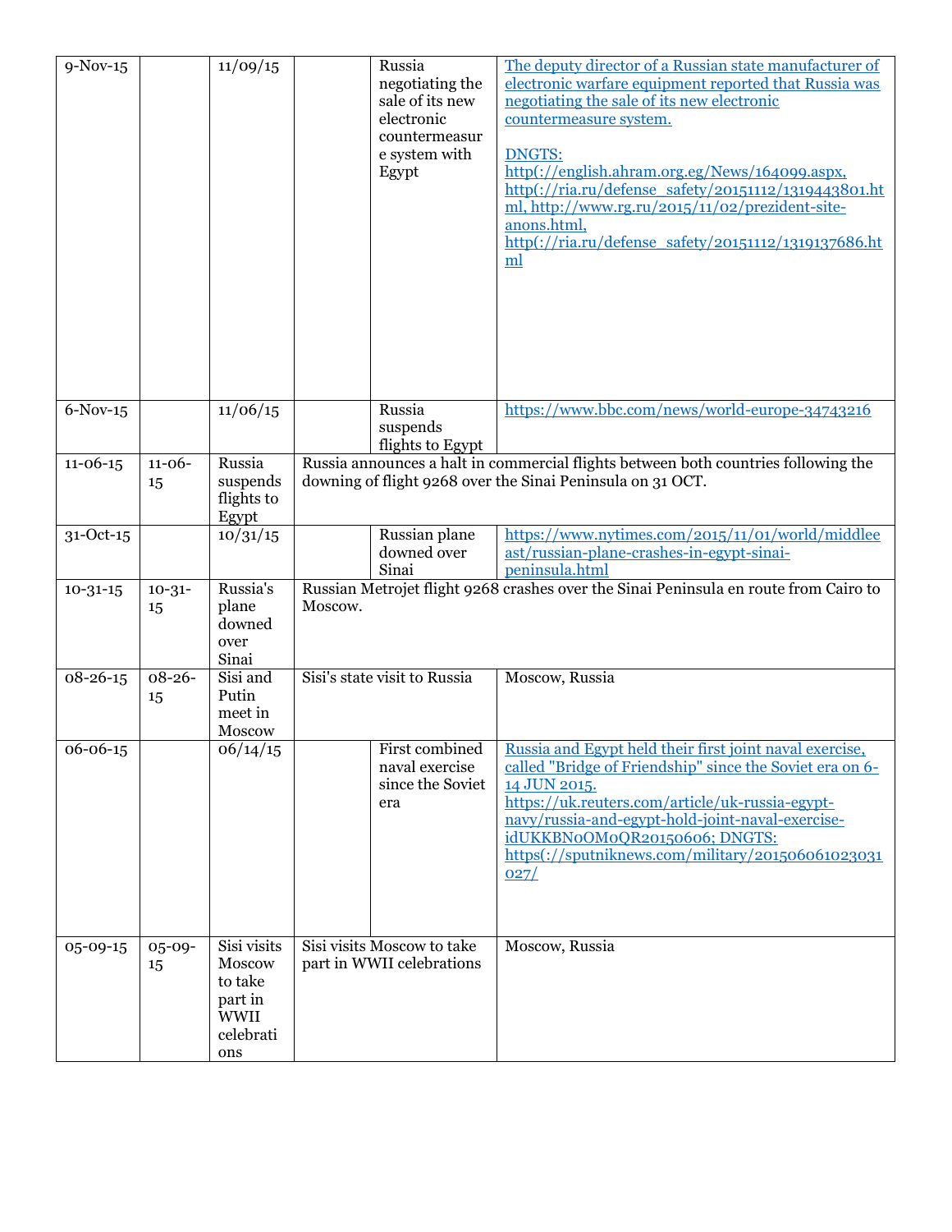| | | | | | |
|---|---|---|---|---|---|
| 9-Nov-15 | | 11/09/15 | | Russia negotiating the sale of its new electronic countermeasure system with Egypt | The deputy director of a Russian state manufacturer of electronic warfare equipment reported that Russia was negotiating the sale of its new electronic countermeasure system.<br><br>DNGTS: http(://english.ahram.org.eg/News/164099.aspx, http(://ria.ru/defense_safety/20151112/1319443801.html, http://www.rg.ru/2015/11/02/prezident-site-anons.html, http(://ria.ru/defense_safety/20151112/1319137686.html |
| 6-Nov-15 | | 11/06/15 | | Russia suspends flights to Egypt | https://www.bbc.com/news/world-europe-34743216 |
| 11-06-15 | 11-06-15 | Russia suspends flights to Egypt | Russia announces a halt in commercial flights between both countries following the downing of flight 9268 over the Sinai Peninsula on 31 OCT. | | |
| 31-Oct-15 | | 10/31/15 | | Russian plane downed over Sinai | https://www.nytimes.com/2015/11/01/world/middleeast/russian-plane-crashes-in-egypt-sinai-peninsula.html |
| 10-31-15 | 10-31-15 | Russia's plane downed over Sinai | Russian Metrojet flight 9268 crashes over the Sinai Peninsula en route from Cairo to Moscow. | | |
| 08-26-15 | 08-26-15 | Sisi and Putin meet in Moscow | Sisi's state visit to Russia | | Moscow, Russia |
| 06-06-15 | | 06/14/15 | | First combined naval exercise since the Soviet era | Russia and Egypt held their first joint naval exercise, called "Bridge of Friendship" since the Soviet era on 6-14 JUN 2015. https://uk.reuters.com/article/uk-russia-egypt-navy/russia-and-egypt-hold-joint-naval-exercise-idUKKBN0OM0QR20150606; DNGTS: https(://sputniknews.com/military/201506061023031027/ |
| 05-09-15 | 05-09-15 | Sisi visits Moscow to take part in WWII celebrations | Sisi visits Moscow to take part in WWII celebrations | | Moscow, Russia |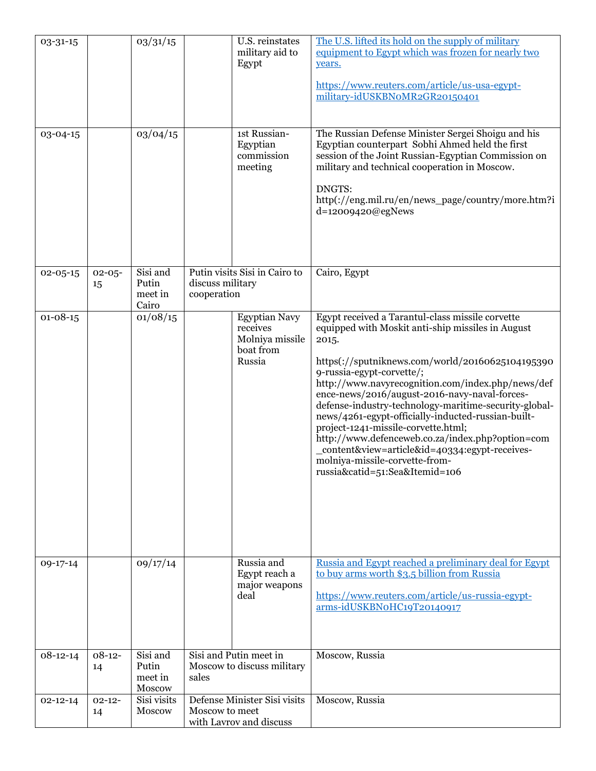| 03-31-15 | | 03/31/15 | | U.S. reinstates military aid to Egypt | The U.S. lifted its hold on the supply of military equipment to Egypt which was frozen for nearly two years. https://www.reuters.com/article/us-usa-egypt-military-idUSKBN0MR2GR20150401 |
|---|---|---|---|---|---|
| 03-04-15 | | 03/04/15 | | 1st Russian-Egyptian commission meeting | The Russian Defense Minister Sergei Shoigu and his Egyptian counterpart Sobhi Ahmed held the first session of the Joint Russian-Egyptian Commission on military and technical cooperation in Moscow. DNGTS: http(://eng.mil.ru/en/news_page/country/more.htm?id=12009420@egNews |
| 02-05-15 | 02-05-15 | Sisi and Putin meet in Cairo | Putin visits Sisi in Cairo to discuss military cooperation | | Cairo, Egypt |
| 01-08-15 | | 01/08/15 | | Egyptian Navy receives Molniya missile boat from Russia | Egypt received a Tarantul-class missile corvette equipped with Moskit anti-ship missiles in August 2015. https(://sputniknews.com/world/201606251041953909-russia-egypt-corvette/; http://www.navyrecognition.com/index.php/news/defence-news/2016/august-2016-navy-naval-forces-defense-industry-technology-maritime-security-global-news/4261-egypt-officially-inducted-russian-built-project-1241-missile-corvette.html; http://www.defenceweb.co.za/index.php?option=com_content&view=article&id=40334:egypt-receives-molniya-missile-corvette-from-russia&catid=51:Sea&Itemid=106 |
| 09-17-14 | | 09/17/14 | | Russia and Egypt reach a major weapons deal | Russia and Egypt reached a preliminary deal for Egypt to buy arms worth $3.5 billion from Russia https://www.reuters.com/article/us-russia-egypt-arms-idUSKBN0HC19T20140917 |
| 08-12-14 | 08-12-14 | Sisi and Putin meet in Moscow | Sisi and Putin meet in Moscow to discuss military sales | | Moscow, Russia |
| 02-12-14 | 02-12-14 | Sisi visits Moscow | Defense Minister Sisi visits Moscow to meet with Lavrov and discuss | | Moscow, Russia |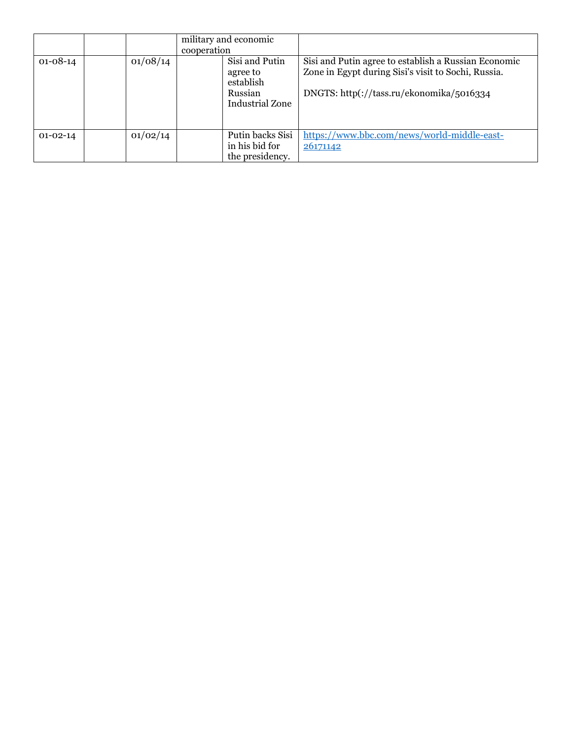| | | | | | |
|---|---|---|---|---|---|
| | | | military and economic cooperation | | |
| 01-08-14 | | 01/08/14 | | Sisi and Putin agree to establish Russian Industrial Zone | Sisi and Putin agree to establish a Russian Economic Zone in Egypt during Sisi's visit to Sochi, Russia.<br><br>DNGTS: http(://tass.ru/ekonomika/5016334 |
| 01-02-14 | | 01/02/14 | | Putin backs Sisi in his bid for the presidency. | https://www.bbc.com/news/world-middle-east-26171142 |